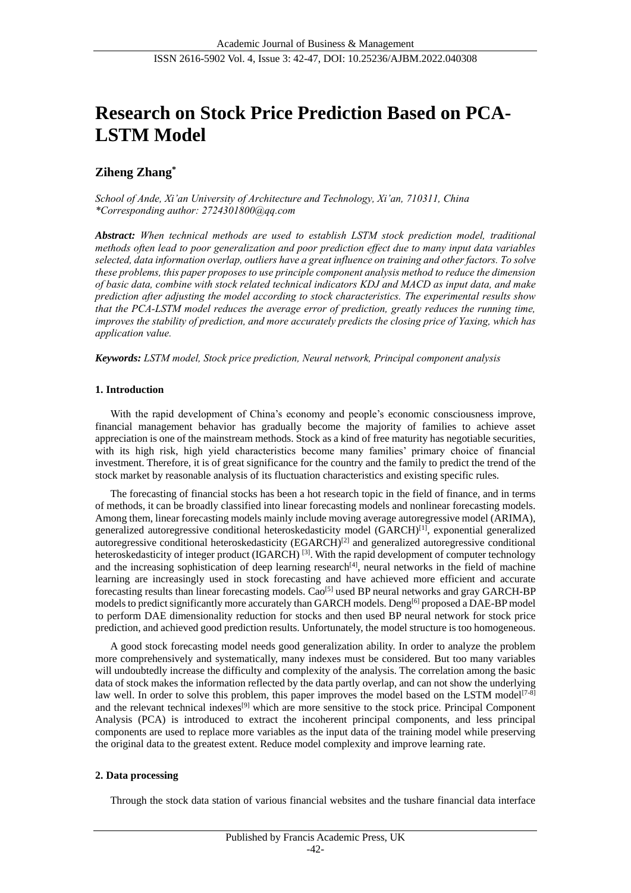# Research on Stock Price Prediction Based on PCA-LSTM Model

## Ziheng Zhang*

*School of Ande, Xi'an University of Architecture and Technology, Xi'an, 710311, China*
*\*Corresponding author: 2724301800@qq.com*

***Abstract:*** *When technical methods are used to establish LSTM stock prediction model, traditional methods often lead to poor generalization and poor prediction effect due to many input data variables selected, data information overlap, outliers have a great influence on training and other factors. To solve these problems, this paper proposes to use principle component analysis method to reduce the dimension of basic data, combine with stock related technical indicators KDJ and MACD as input data, and make prediction after adjusting the model according to stock characteristics. The experimental results show that the PCA-LSTM model reduces the average error of prediction, greatly reduces the running time, improves the stability of prediction, and more accurately predicts the closing price of Yaxing, which has application value.*

***Keywords:*** *LSTM model, Stock price prediction, Neural network, Principal component analysis*

### 1. Introduction

With the rapid development of China's economy and people's economic consciousness improve, financial management behavior has gradually become the majority of families to achieve asset appreciation is one of the mainstream methods. Stock as a kind of free maturity has negotiable securities, with its high risk, high yield characteristics become many families' primary choice of financial investment. Therefore, it is of great significance for the country and the family to predict the trend of the stock market by reasonable analysis of its fluctuation characteristics and existing specific rules.

The forecasting of financial stocks has been a hot research topic in the field of finance, and in terms of methods, it can be broadly classified into linear forecasting models and nonlinear forecasting models. Among them, linear forecasting models mainly include moving average autoregressive model (ARIMA), generalized autoregressive conditional heteroskedasticity model (GARCH)[1], exponential generalized autoregressive conditional heteroskedasticity (EGARCH)[2] and generalized autoregressive conditional heteroskedasticity of integer product (IGARCH) [3]. With the rapid development of computer technology and the increasing sophistication of deep learning research[4], neural networks in the field of machine learning are increasingly used in stock forecasting and have achieved more efficient and accurate forecasting results than linear forecasting models. Cao[5] used BP neural networks and gray GARCH-BP models to predict significantly more accurately than GARCH models. Deng[6] proposed a DAE-BP model to perform DAE dimensionality reduction for stocks and then used BP neural network for stock price prediction, and achieved good prediction results. Unfortunately, the model structure is too homogeneous.

A good stock forecasting model needs good generalization ability. In order to analyze the problem more comprehensively and systematically, many indexes must be considered. But too many variables will undoubtedly increase the difficulty and complexity of the analysis. The correlation among the basic data of stock makes the information reflected by the data partly overlap, and can not show the underlying law well. In order to solve this problem, this paper improves the model based on the LSTM model[7-8] and the relevant technical indexes[9] which are more sensitive to the stock price. Principal Component Analysis (PCA) is introduced to extract the incoherent principal components, and less principal components are used to replace more variables as the input data of the training model while preserving the original data to the greatest extent. Reduce model complexity and improve learning rate.

### 2. Data processing

Through the stock data station of various financial websites and the tushare financial data interface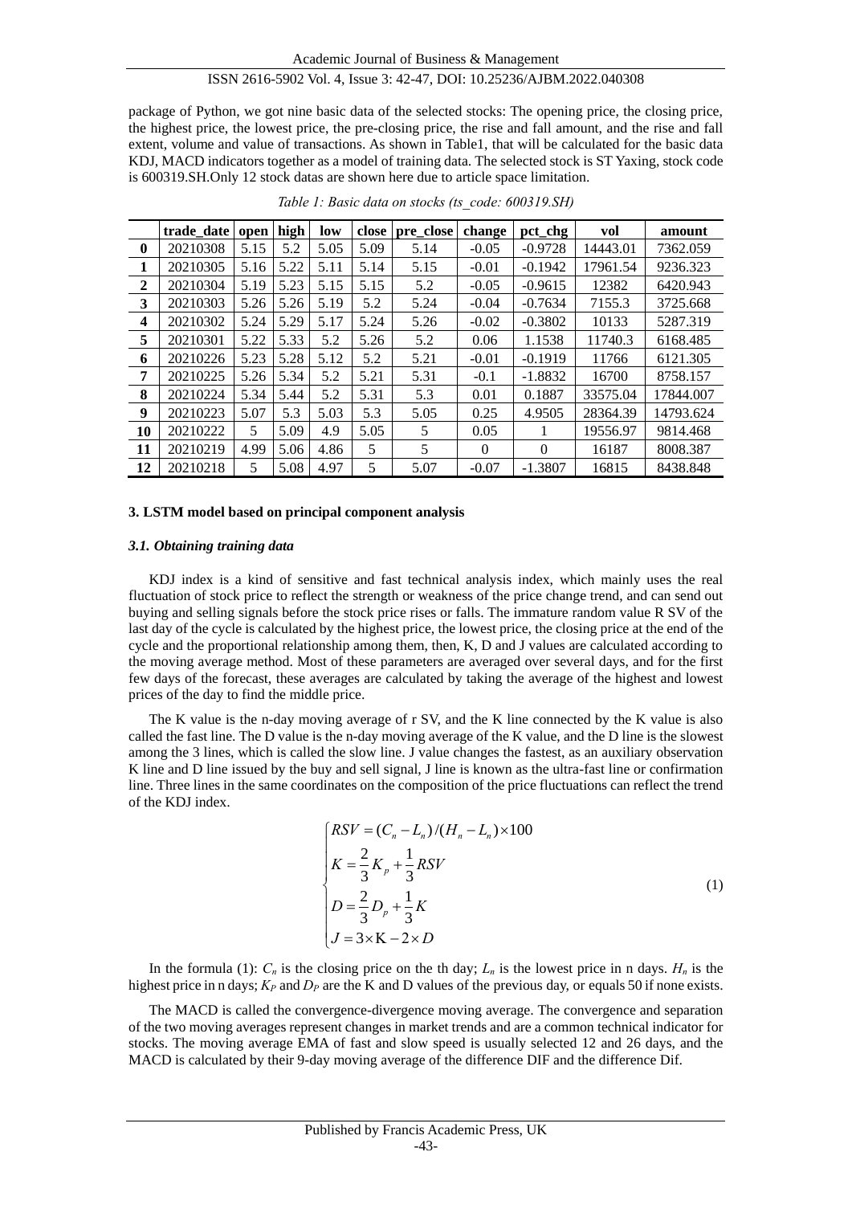package of Python, we got nine basic data of the selected stocks: The opening price, the closing price, the highest price, the lowest price, the pre-closing price, the rise and fall amount, and the rise and fall extent, volume and value of transactions. As shown in Table1, that will be calculated for the basic data KDJ, MACD indicators together as a model of training data. The selected stock is ST Yaxing, stock code is 600319.SH.Only 12 stock datas are shown here due to article space limitation.

*Table 1: Basic data on stocks (ts_code: 600319.SH)*

| | trade_date | open | high | low | close | pre_close | change | pct_chg | vol | amount |
|---|---|---|---|---|---|---|---|---|---|---|
| **0** | 20210308 | 5.15 | 5.2 | 5.05 | 5.09 | 5.14 | -0.05 | -0.9728 | 14443.01 | 7362.059 |
| **1** | 20210305 | 5.16 | 5.22 | 5.11 | 5.14 | 5.15 | -0.01 | -0.1942 | 17961.54 | 9236.323 |
| **2** | 20210304 | 5.19 | 5.23 | 5.15 | 5.15 | 5.2 | -0.05 | -0.9615 | 12382 | 6420.943 |
| **3** | 20210303 | 5.26 | 5.26 | 5.19 | 5.2 | 5.24 | -0.04 | -0.7634 | 7155.3 | 3725.668 |
| **4** | 20210302 | 5.24 | 5.29 | 5.17 | 5.24 | 5.26 | -0.02 | -0.3802 | 10133 | 5287.319 |
| **5** | 20210301 | 5.22 | 5.33 | 5.2 | 5.26 | 5.2 | 0.06 | 1.1538 | 11740.3 | 6168.485 |
| **6** | 20210226 | 5.23 | 5.28 | 5.12 | 5.2 | 5.21 | -0.01 | -0.1919 | 11766 | 6121.305 |
| **7** | 20210225 | 5.26 | 5.34 | 5.2 | 5.21 | 5.31 | -0.1 | -1.8832 | 16700 | 8758.157 |
| **8** | 20210224 | 5.34 | 5.44 | 5.2 | 5.31 | 5.3 | 0.01 | 0.1887 | 33575.04 | 17844.007 |
| **9** | 20210223 | 5.07 | 5.3 | 5.03 | 5.3 | 5.05 | 0.25 | 4.9505 | 28364.39 | 14793.624 |
| **10** | 20210222 | 5 | 5.09 | 4.9 | 5.05 | 5 | 0.05 | 1 | 19556.97 | 9814.468 |
| **11** | 20210219 | 4.99 | 5.06 | 4.86 | 5 | 5 | 0 | 0 | 16187 | 8008.387 |
| **12** | 20210218 | 5 | 5.08 | 4.97 | 5 | 5.07 | -0.07 | -1.3807 | 16815 | 8438.848 |

### 3. LSTM model based on principal component analysis

#### *3.1. Obtaining training data*

KDJ index is a kind of sensitive and fast technical analysis index, which mainly uses the real fluctuation of stock price to reflect the strength or weakness of the price change trend, and can send out buying and selling signals before the stock price rises or falls. The immature random value R SV of the last day of the cycle is calculated by the highest price, the lowest price, the closing price at the end of the cycle and the proportional relationship among them, then, K, D and J values are calculated according to the moving average method. Most of these parameters are averaged over several days, and for the first few days of the forecast, these averages are calculated by taking the average of the highest and lowest prices of the day to find the middle price.

The K value is the n-day moving average of r SV, and the K line connected by the K value is also called the fast line. The D value is the n-day moving average of the K value, and the D line is the slowest among the 3 lines, which is called the slow line. J value changes the fastest, as an auxiliary observation K line and D line issued by the buy and sell signal, J line is known as the ultra-fast line or confirmation line. Three lines in the same coordinates on the composition of the price fluctuations can reflect the trend of the KDJ index.

$$
\begin{cases}
RSV = (C_n - L_n)/(H_n - L_n) \times 100 \\
K = \dfrac{2}{3}K_p + \dfrac{1}{3}RSV \\
D = \dfrac{2}{3}D_p + \dfrac{1}{3}K \\
J = 3 \times \mathrm{K} - 2 \times D
\end{cases}
\tag{1}
$$

In the formula (1): $C_n$ is the closing price on the th day; $L_n$ is the lowest price in n days. $H_n$ is the highest price in n days; $K_P$ and $D_P$ are the K and D values of the previous day, or equals 50 if none exists.

The MACD is called the convergence-divergence moving average. The convergence and separation of the two moving averages represent changes in market trends and are a common technical indicator for stocks. The moving average EMA of fast and slow speed is usually selected 12 and 26 days, and the MACD is calculated by their 9-day moving average of the difference DIF and the difference Dif.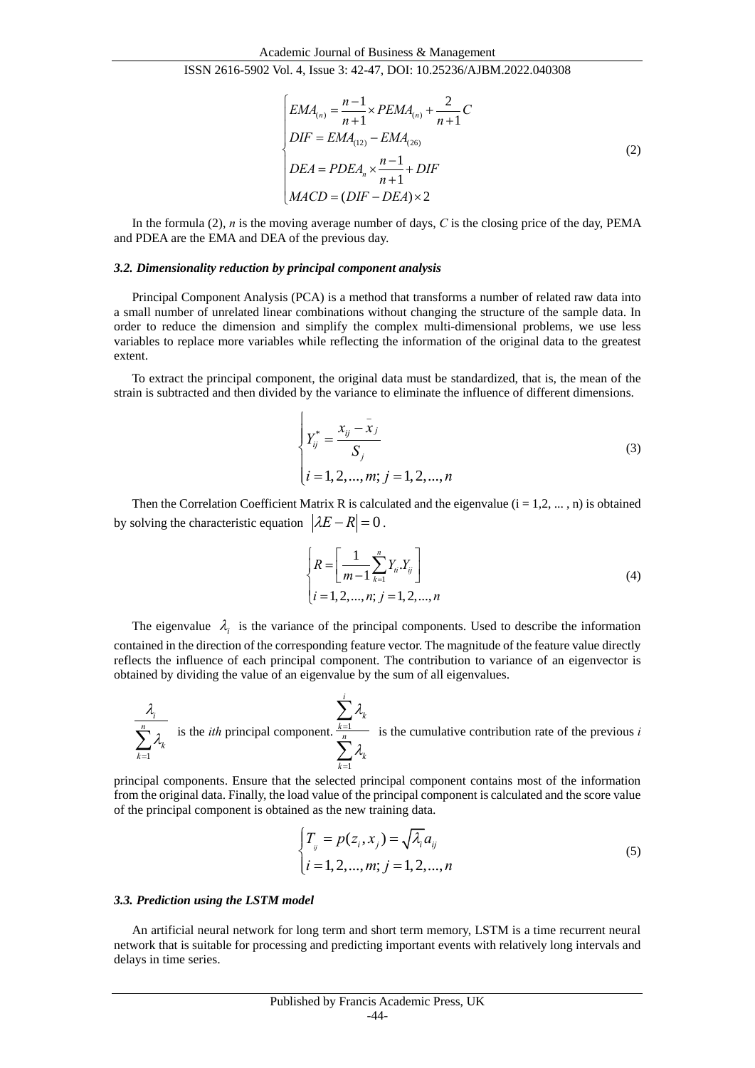$$\begin{cases} EMA_{(n)} = \dfrac{n-1}{n+1} \times PEMA_{(n)} + \dfrac{2}{n+1} C \\ DIF = EMA_{(12)} - EMA_{(26)} \\ DEA = PDEA_n \times \dfrac{n-1}{n+1} + DIF \\ MACD = (DIF - DEA) \times 2 \end{cases} \tag{2}$$

In the formula (2), $n$ is the moving average number of days, $C$ is the closing price of the day, PEMA and PDEA are the EMA and DEA of the previous day.

### *3.2. Dimensionality reduction by principal component analysis*

Principal Component Analysis (PCA) is a method that transforms a number of related raw data into a small number of unrelated linear combinations without changing the structure of the sample data. In order to reduce the dimension and simplify the complex multi-dimensional problems, we use less variables to replace more variables while reflecting the information of the original data to the greatest extent.

To extract the principal component, the original data must be standardized, that is, the mean of the strain is subtracted and then divided by the variance to eliminate the influence of different dimensions.

$$\begin{cases} Y_{ij}^{*} = \dfrac{x_{ij} - \bar{x}_j}{S_j} \\ i = 1, 2, ..., m;\ j = 1, 2, ..., n \end{cases} \tag{3}$$

Then the Correlation Coefficient Matrix R is calculated and the eigenvalue (i = 1,2, ... , n) is obtained by solving the characteristic equation $|\lambda E - R| = 0$.

$$\begin{cases} R = \left[ \dfrac{1}{m-1} \sum_{k=1}^{n} Y_{ti} . Y_{ij} \right] \\ i = 1, 2, ..., n;\ j = 1, 2, ..., n \end{cases} \tag{4}$$

The eigenvalue $\lambda_i$ is the variance of the principal components. Used to describe the information contained in the direction of the corresponding feature vector. The magnitude of the feature value directly reflects the influence of each principal component. The contribution to variance of an eigenvector is obtained by dividing the value of an eigenvalue by the sum of all eigenvalues.

$\dfrac{\lambda_i}{\sum_{k=1}^{n} \lambda_k}$ is the *ith* principal component. $\dfrac{\sum_{k=1}^{i} \lambda_k}{\sum_{k=1}^{n} \lambda_k}$ is the cumulative contribution rate of the previous $i$ principal components. Ensure that the selected principal component contains most of the information from the original data. Finally, the load value of the principal component is calculated and the score value of the principal component is obtained as the new training data.

$$\begin{cases} T_{ij} = p(z_i, x_j) = \sqrt{\lambda_i} a_{ij} \\ i = 1, 2, ..., m;\ j = 1, 2, ..., n \end{cases} \tag{5}$$

### *3.3. Prediction using the LSTM model*

An artificial neural network for long term and short term memory, LSTM is a time recurrent neural network that is suitable for processing and predicting important events with relatively long intervals and delays in time series.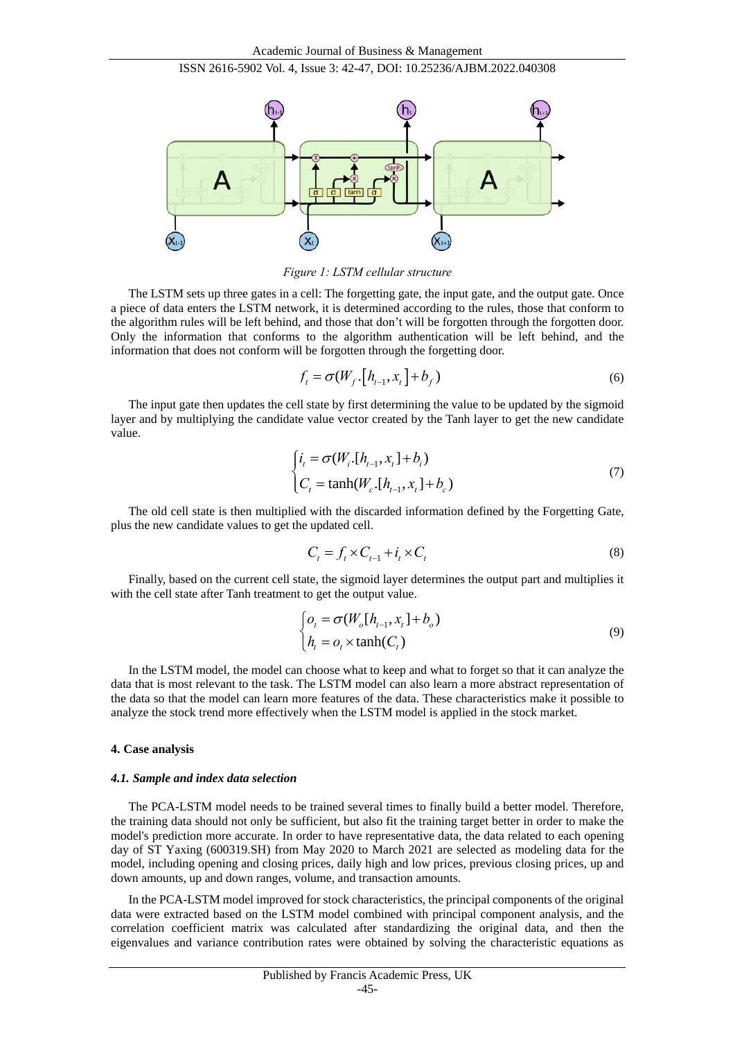*Figure 1: LSTM cellular structure*

The LSTM sets up three gates in a cell: The forgetting gate, the input gate, and the output gate. Once a piece of data enters the LSTM network, it is determined according to the rules, those that conform to the algorithm rules will be left behind, and those that don't will be forgotten through the forgotten door. Only the information that conforms to the algorithm authentication will be left behind, and the information that does not conform will be forgotten through the forgetting door.

$$f_t = \sigma(W_f \cdot [h_{t-1}, x_t] + b_f) \tag{6}$$

The input gate then updates the cell state by first determining the value to be updated by the sigmoid layer and by multiplying the candidate value vector created by the Tanh layer to get the new candidate value.

$$\begin{cases} i_t = \sigma(W_i.[h_{t-1}, x_t] + b_i) \\ C_t = \tanh(W_c.[h_{t-1}, x_t] + b_c) \end{cases} \tag{7}$$

The old cell state is then multiplied with the discarded information defined by the Forgetting Gate, plus the new candidate values to get the updated cell.

$$C_t = f_t \times C_{t-1} + i_t \times C_t \tag{8}$$

Finally, based on the current cell state, the sigmoid layer determines the output part and multiplies it with the cell state after Tanh treatment to get the output value.

$$\begin{cases} o_t = \sigma(W_o[h_{t-1}, x_t] + b_o) \\ h_t = o_t \times \tanh(C_t) \end{cases} \tag{9}$$

In the LSTM model, the model can choose what to keep and what to forget so that it can analyze the data that is most relevant to the task. The LSTM model can also learn a more abstract representation of the data so that the model can learn more features of the data. These characteristics make it possible to analyze the stock trend more effectively when the LSTM model is applied in the stock market.

## 4. Case analysis

### *4.1. Sample and index data selection*

The PCA-LSTM model needs to be trained several times to finally build a better model. Therefore, the training data should not only be sufficient, but also fit the training target better in order to make the model's prediction more accurate. In order to have representative data, the data related to each opening day of ST Yaxing (600319.SH) from May 2020 to March 2021 are selected as modeling data for the model, including opening and closing prices, daily high and low prices, previous closing prices, up and down amounts, up and down ranges, volume, and transaction amounts.

In the PCA-LSTM model improved for stock characteristics, the principal components of the original data were extracted based on the LSTM model combined with principal component analysis, and the correlation coefficient matrix was calculated after standardizing the original data, and then the eigenvalues and variance contribution rates were obtained by solving the characteristic equations as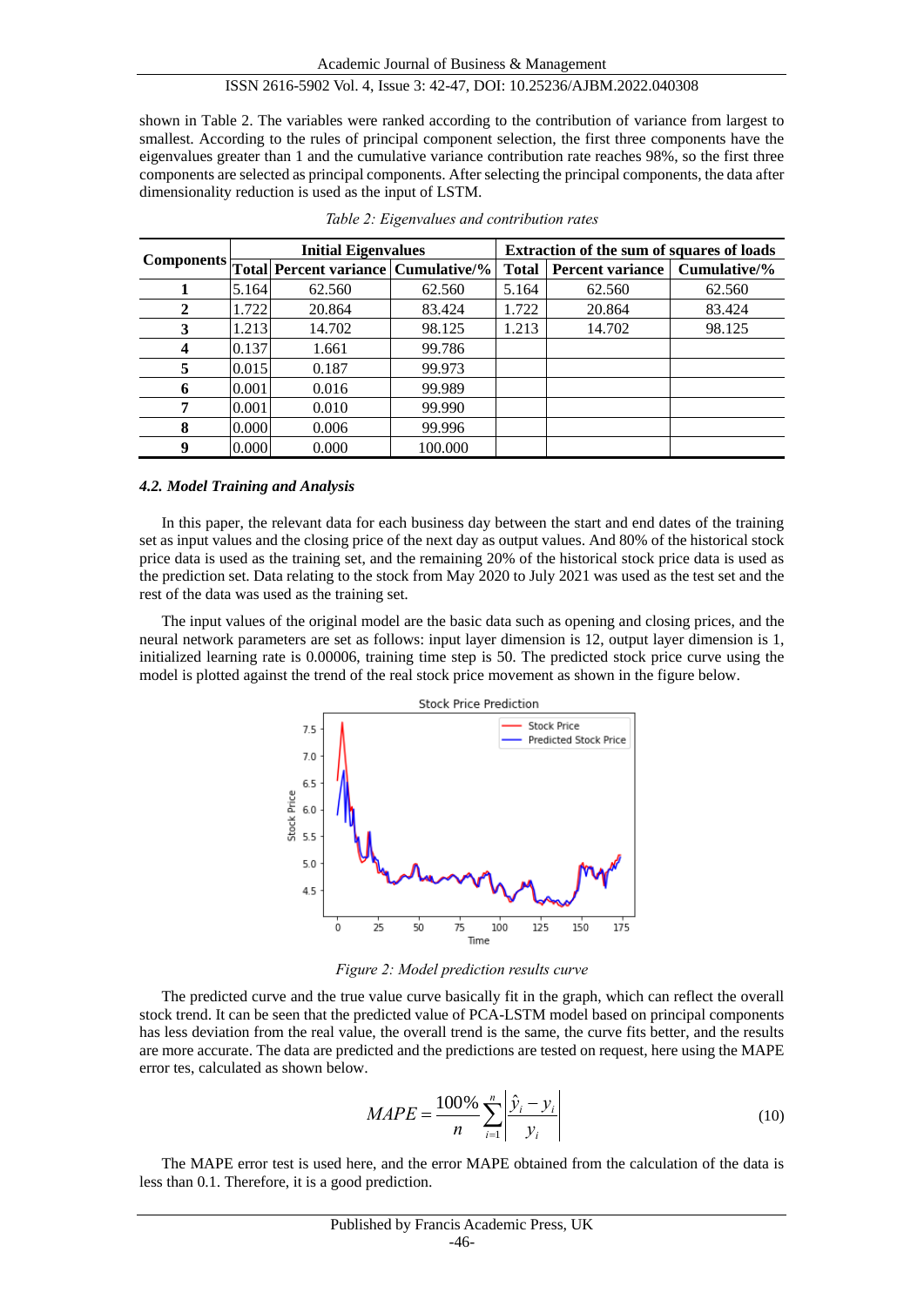shown in Table 2. The variables were ranked according to the contribution of variance from largest to smallest. According to the rules of principal component selection, the first three components have the eigenvalues greater than 1 and the cumulative variance contribution rate reaches 98%, so the first three components are selected as principal components. After selecting the principal components, the data after dimensionality reduction is used as the input of LSTM.

*Table 2: Eigenvalues and contribution rates*

| Components | Initial Eigenvalues | | | Extraction of the sum of squares of loads | | |
|---|---|---|---|---|---|---|
| | Total | Percent variance | Cumulative/% | Total | Percent variance | Cumulative/% |
| **1** | 5.164 | 62.560 | 62.560 | 5.164 | 62.560 | 62.560 |
| **2** | 1.722 | 20.864 | 83.424 | 1.722 | 20.864 | 83.424 |
| **3** | 1.213 | 14.702 | 98.125 | 1.213 | 14.702 | 98.125 |
| **4** | 0.137 | 1.661 | 99.786 | | | |
| **5** | 0.015 | 0.187 | 99.973 | | | |
| **6** | 0.001 | 0.016 | 99.989 | | | |
| **7** | 0.001 | 0.010 | 99.990 | | | |
| **8** | 0.000 | 0.006 | 99.996 | | | |
| **9** | 0.000 | 0.000 | 100.000 | | | |

### *4.2. Model Training and Analysis*

In this paper, the relevant data for each business day between the start and end dates of the training set as input values and the closing price of the next day as output values. And 80% of the historical stock price data is used as the training set, and the remaining 20% of the historical stock price data is used as the prediction set. Data relating to the stock from May 2020 to July 2021 was used as the test set and the rest of the data was used as the training set.

The input values of the original model are the basic data such as opening and closing prices, and the neural network parameters are set as follows: input layer dimension is 12, output layer dimension is 1, initialized learning rate is 0.00006, training time step is 50. The predicted stock price curve using the model is plotted against the trend of the real stock price movement as shown in the figure below.

*Figure 2: Model prediction results curve*

The predicted curve and the true value curve basically fit in the graph, which can reflect the overall stock trend. It can be seen that the predicted value of PCA-LSTM model based on principal components has less deviation from the real value, the overall trend is the same, the curve fits better, and the results are more accurate. The data are predicted and the predictions are tested on request, here using the MAPE error tes, calculated as shown below.

$$MAPE = \frac{100\%}{n}\sum_{i=1}^{n}\left|\frac{\hat{y}_i - y_i}{y_i}\right| \tag{10}$$

The MAPE error test is used here, and the error MAPE obtained from the calculation of the data is less than 0.1. Therefore, it is a good prediction.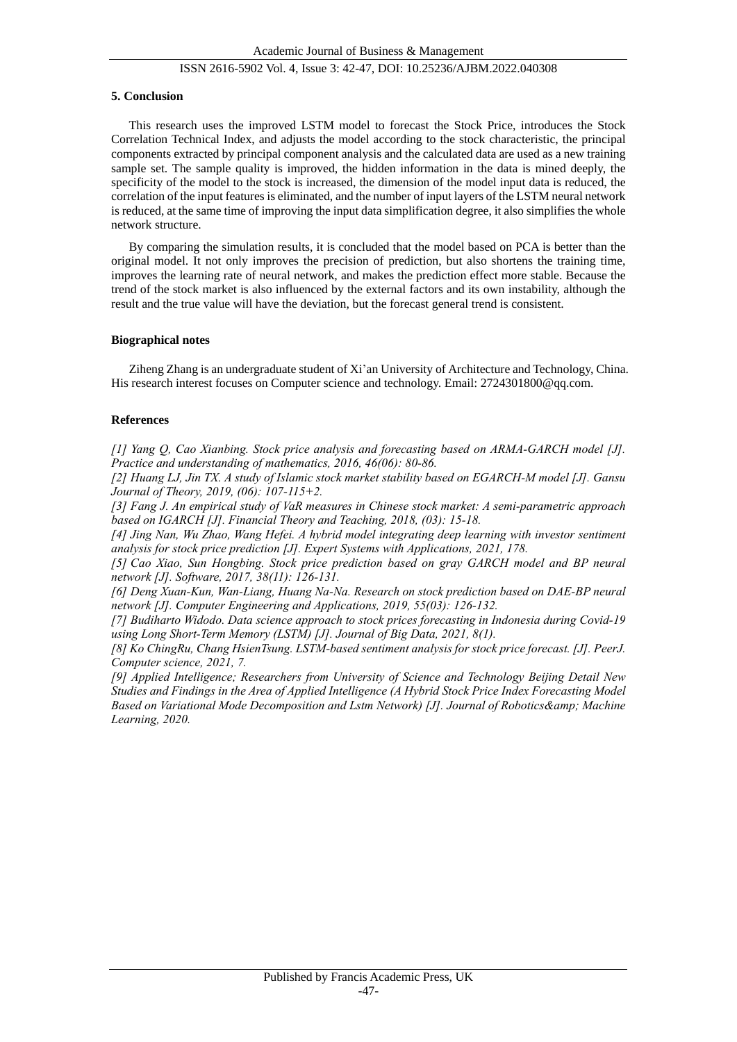## 5. Conclusion

This research uses the improved LSTM model to forecast the Stock Price, introduces the Stock Correlation Technical Index, and adjusts the model according to the stock characteristic, the principal components extracted by principal component analysis and the calculated data are used as a new training sample set. The sample quality is improved, the hidden information in the data is mined deeply, the specificity of the model to the stock is increased, the dimension of the model input data is reduced, the correlation of the input features is eliminated, and the number of input layers of the LSTM neural network is reduced, at the same time of improving the input data simplification degree, it also simplifies the whole network structure.

By comparing the simulation results, it is concluded that the model based on PCA is better than the original model. It not only improves the precision of prediction, but also shortens the training time, improves the learning rate of neural network, and makes the prediction effect more stable. Because the trend of the stock market is also influenced by the external factors and its own instability, although the result and the true value will have the deviation, but the forecast general trend is consistent.

## Biographical notes

Ziheng Zhang is an undergraduate student of Xi'an University of Architecture and Technology, China. His research interest focuses on Computer science and technology. Email: 2724301800@qq.com.

## References

*[1] Yang Q, Cao Xianbing. Stock price analysis and forecasting based on ARMA-GARCH model [J]. Practice and understanding of mathematics, 2016, 46(06): 80-86.*

*[2] Huang LJ, Jin TX. A study of Islamic stock market stability based on EGARCH-M model [J]. Gansu Journal of Theory, 2019, (06): 107-115+2.*

*[3] Fang J. An empirical study of VaR measures in Chinese stock market: A semi-parametric approach based on IGARCH [J]. Financial Theory and Teaching, 2018, (03): 15-18.*

*[4] Jing Nan, Wu Zhao, Wang Hefei. A hybrid model integrating deep learning with investor sentiment analysis for stock price prediction [J]. Expert Systems with Applications, 2021, 178.*

*[5] Cao Xiao, Sun Hongbing. Stock price prediction based on gray GARCH model and BP neural network [J]. Software, 2017, 38(11): 126-131.*

*[6] Deng Xuan-Kun, Wan-Liang, Huang Na-Na. Research on stock prediction based on DAE-BP neural network [J]. Computer Engineering and Applications, 2019, 55(03): 126-132.*

*[7] Budiharto Widodo. Data science approach to stock prices forecasting in Indonesia during Covid-19 using Long Short-Term Memory (LSTM) [J]. Journal of Big Data, 2021, 8(1).*

*[8] Ko ChingRu, Chang HsienTsung. LSTM-based sentiment analysis for stock price forecast. [J]. PeerJ. Computer science, 2021, 7.*

*[9] Applied Intelligence; Researchers from University of Science and Technology Beijing Detail New Studies and Findings in the Area of Applied Intelligence (A Hybrid Stock Price Index Forecasting Model Based on Variational Mode Decomposition and Lstm Network) [J]. Journal of Robotics&amp; Machine Learning, 2020.*